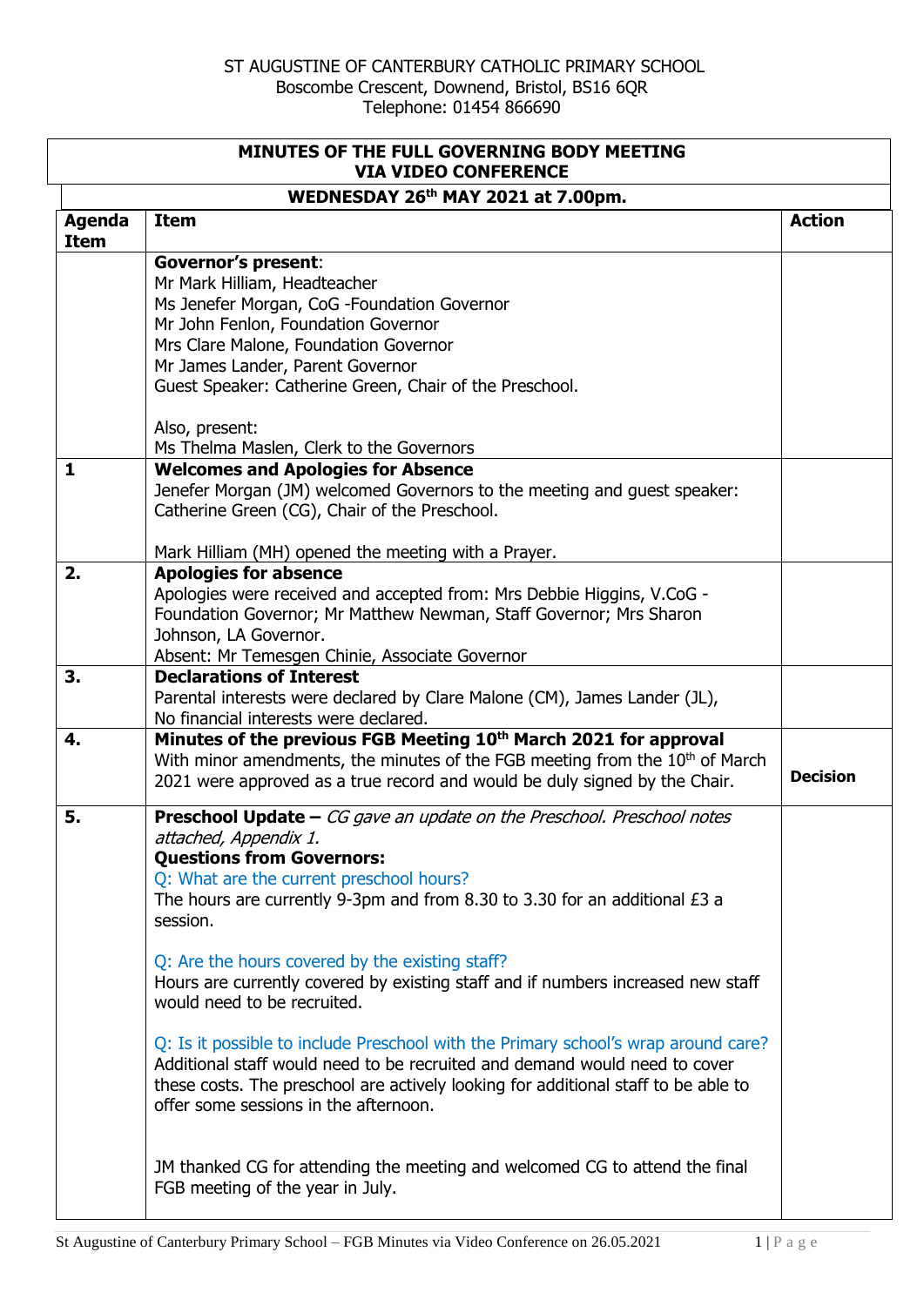ST AUGUSTINE OF CANTERBURY CATHOLIC PRIMARY SCHOOL
Boscombe Crescent, Downend, Bristol, BS16 6QR
Telephone: 01454 866690

**MINUTES OF THE FULL GOVERNING BODY MEETING**
**VIA VIDEO CONFERENCE**

**WEDNESDAY 26th MAY 2021 at 7.00pm.**

| Agenda Item | Item | Action |
|---|---|---|
| | **Governor's present**:<br>Mr Mark Hilliam, Headteacher<br>Ms Jenefer Morgan, CoG -Foundation Governor<br>Mr John Fenlon, Foundation Governor<br>Mrs Clare Malone, Foundation Governor<br>Mr James Lander, Parent Governor<br>Guest Speaker: Catherine Green, Chair of the Preschool.<br><br>Also, present:<br>Ms Thelma Maslen, Clerk to the Governors | |
| **1** | **Welcomes and Apologies for Absence**<br>Jenefer Morgan (JM) welcomed Governors to the meeting and guest speaker: Catherine Green (CG), Chair of the Preschool.<br><br>Mark Hilliam (MH) opened the meeting with a Prayer. | |
| **2.** | **Apologies for absence**<br>Apologies were received and accepted from: Mrs Debbie Higgins, V.CoG - Foundation Governor; Mr Matthew Newman, Staff Governor; Mrs Sharon Johnson, LA Governor.<br>Absent: Mr Temesgen Chinie, Associate Governor | |
| **3.** | **Declarations of Interest**<br>Parental interests were declared by Clare Malone (CM), James Lander (JL),<br>No financial interests were declared. | |
| **4.** | **Minutes of the previous FGB Meeting 10th March 2021 for approval**<br>With minor amendments, the minutes of the FGB meeting from the 10th of March 2021 were approved as a true record and would be duly signed by the Chair. | **Decision** |
| **5.** | **Preschool Update –** *CG gave an update on the Preschool. Preschool notes attached, Appendix 1.*<br>**Questions from Governors:**<br>Q: What are the current preschool hours?<br>The hours are currently 9-3pm and from 8.30 to 3.30 for an additional £3 a session.<br><br>Q: Are the hours covered by the existing staff?<br>Hours are currently covered by existing staff and if numbers increased new staff would need to be recruited.<br><br>Q: Is it possible to include Preschool with the Primary school's wrap around care?<br>Additional staff would need to be recruited and demand would need to cover these costs. The preschool are actively looking for additional staff to be able to offer some sessions in the afternoon.<br><br>JM thanked CG for attending the meeting and welcomed CG to attend the final FGB meeting of the year in July. | |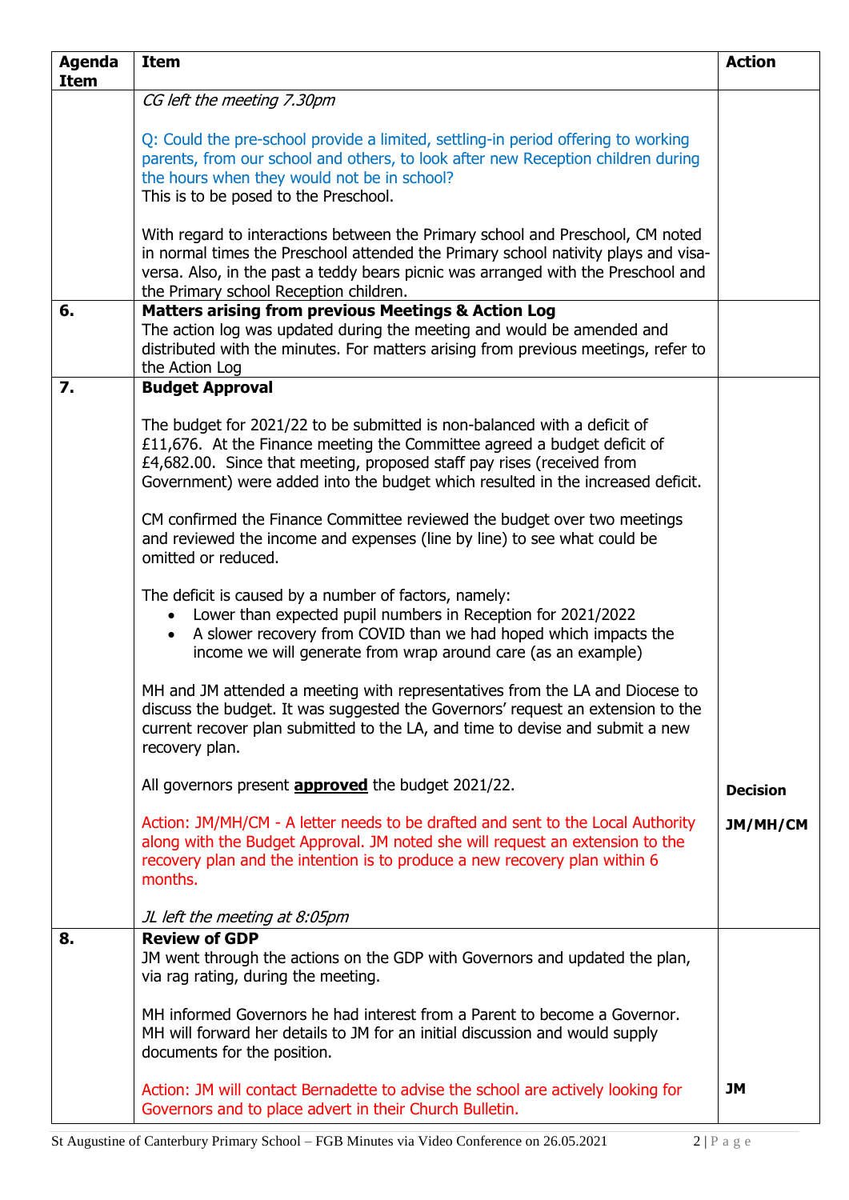| Agenda Item | Item | Action |
|---|---|---|
| | *CG left the meeting 7.30pm*<br><br>Q: Could the pre-school provide a limited, settling-in period offering to working parents, from our school and others, to look after new Reception children during the hours when they would not be in school?<br>This is to be posed to the Preschool.<br><br>With regard to interactions between the Primary school and Preschool, CM noted in normal times the Preschool attended the Primary school nativity plays and visa-versa. Also, in the past a teddy bears picnic was arranged with the Preschool and the Primary school Reception children. | |
| **6.** | **Matters arising from previous Meetings & Action Log**<br>The action log was updated during the meeting and would be amended and distributed with the minutes. For matters arising from previous meetings, refer to the Action Log | |
| **7.** | **Budget Approval**<br><br>The budget for 2021/22 to be submitted is non-balanced with a deficit of £11,676. At the Finance meeting the Committee agreed a budget deficit of £4,682.00. Since that meeting, proposed staff pay rises (received from Government) were added into the budget which resulted in the increased deficit.<br><br>CM confirmed the Finance Committee reviewed the budget over two meetings and reviewed the income and expenses (line by line) to see what could be omitted or reduced.<br><br>The deficit is caused by a number of factors, namely:<br>• Lower than expected pupil numbers in Reception for 2021/2022<br>• A slower recovery from COVID than we had hoped which impacts the income we will generate from wrap around care (as an example)<br><br>MH and JM attended a meeting with representatives from the LA and Diocese to discuss the budget. It was suggested the Governors' request an extension to the current recover plan submitted to the LA, and time to devise and submit a new recovery plan.<br><br>All governors present **approved** the budget 2021/22.<br><br>Action: JM/MH/CM - A letter needs to be drafted and sent to the Local Authority along with the Budget Approval. JM noted she will request an extension to the recovery plan and the intention is to produce a new recovery plan within 6 months.<br><br>*JL left the meeting at 8:05pm* | **Decision**<br><br>**JM/MH/CM** |
| **8.** | **Review of GDP**<br>JM went through the actions on the GDP with Governors and updated the plan, via rag rating, during the meeting.<br><br>MH informed Governors he had interest from a Parent to become a Governor. MH will forward her details to JM for an initial discussion and would supply documents for the position.<br><br>Action: JM will contact Bernadette to advise the school are actively looking for Governors and to place advert in their Church Bulletin. | **JM** |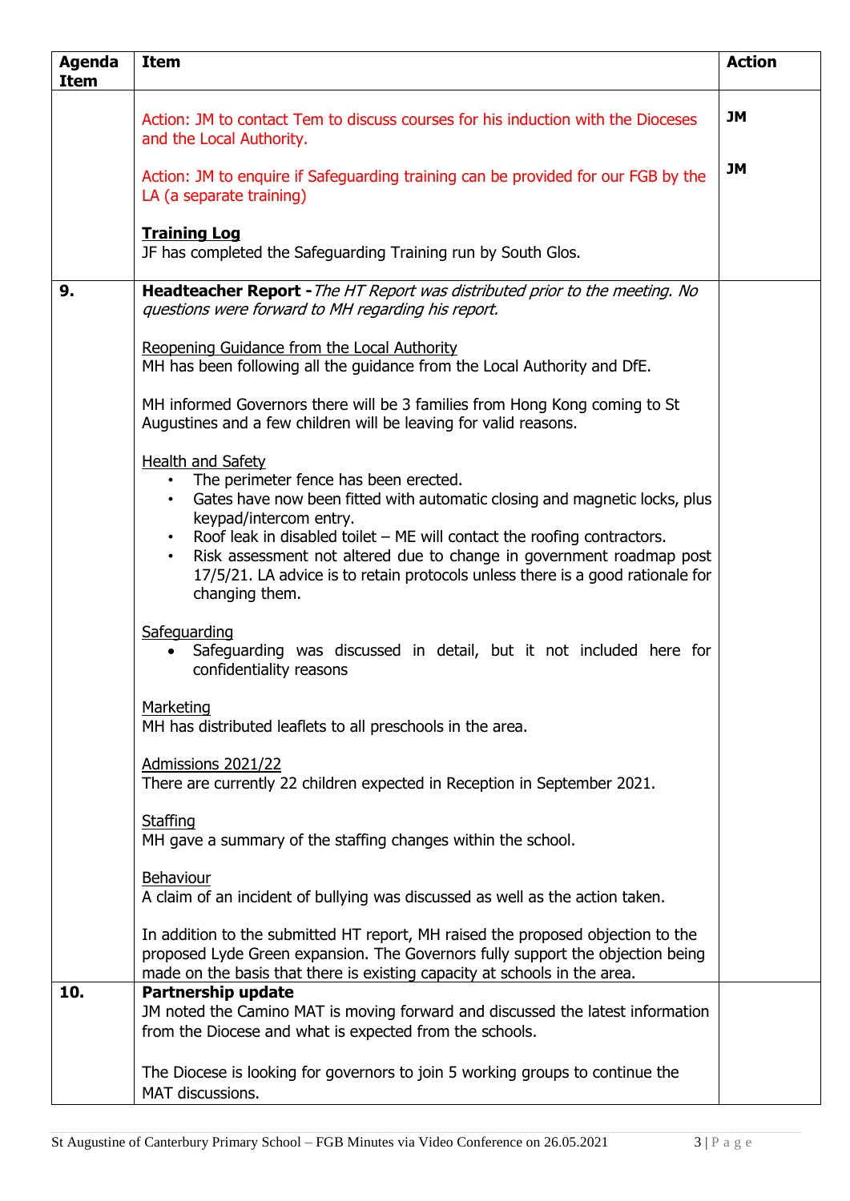| Agenda Item | Item | Action |
|---|---|---|
| | Action: JM to contact Tem to discuss courses for his induction with the Dioceses and the Local Authority.<br><br>Action: JM to enquire if Safeguarding training can be provided for our FGB by the LA (a separate training)<br><br>**Training Log**<br>JF has completed the Safeguarding Training run by South Glos. | **JM**<br><br>**JM** |
| **9.** | **Headteacher Report -** *The HT Report was distributed prior to the meeting. No questions were forward to MH regarding his report.*<br><br>Reopening Guidance from the Local Authority<br>MH has been following all the guidance from the Local Authority and DfE.<br><br>MH informed Governors there will be 3 families from Hong Kong coming to St Augustines and a few children will be leaving for valid reasons.<br><br>Health and Safety<br>• The perimeter fence has been erected.<br>• Gates have now been fitted with automatic closing and magnetic locks, plus keypad/intercom entry.<br>• Roof leak in disabled toilet – ME will contact the roofing contractors.<br>• Risk assessment not altered due to change in government roadmap post 17/5/21. LA advice is to retain protocols unless there is a good rationale for changing them.<br><br>Safeguarding<br>• Safeguarding was discussed in detail, but it not included here for confidentiality reasons<br><br>Marketing<br>MH has distributed leaflets to all preschools in the area.<br><br>Admissions 2021/22<br>There are currently 22 children expected in Reception in September 2021.<br><br>Staffing<br>MH gave a summary of the staffing changes within the school.<br><br>Behaviour<br>A claim of an incident of bullying was discussed as well as the action taken.<br><br>In addition to the submitted HT report, MH raised the proposed objection to the proposed Lyde Green expansion. The Governors fully support the objection being made on the basis that there is existing capacity at schools in the area. | |
| **10.** | **Partnership update**<br>JM noted the Camino MAT is moving forward and discussed the latest information from the Diocese and what is expected from the schools.<br><br>The Diocese is looking for governors to join 5 working groups to continue the MAT discussions. | |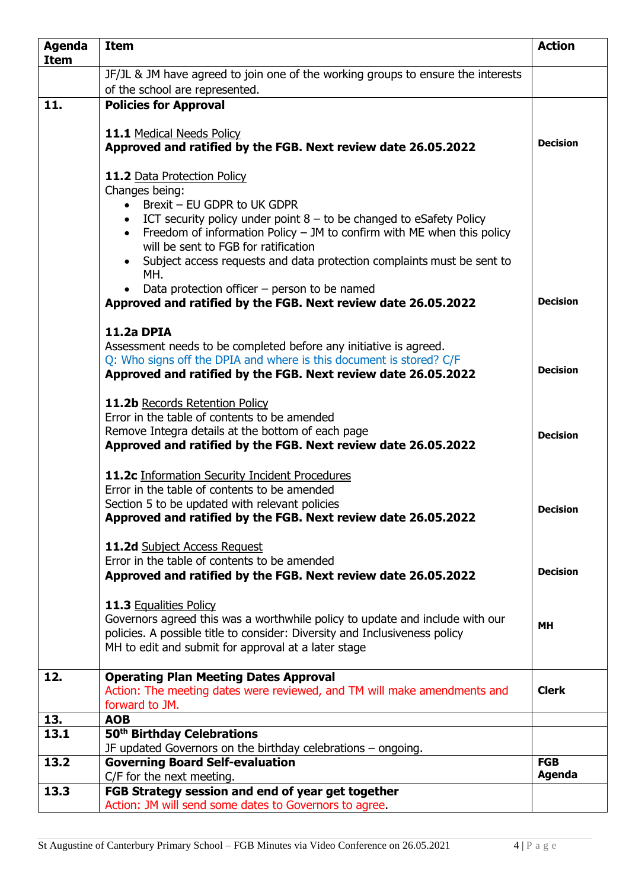| Agenda Item | Item | Action |
|---|---|---|
| | JF/JL & JM have agreed to join one of the working groups to ensure the interests of the school are represented. | |
| **11.** | **Policies for Approval**<br><br>**11.1** Medical Needs Policy<br>**Approved and ratified by the FGB. Next review date 26.05.2022** | **Decision** |
| | **11.2** Data Protection Policy<br>Changes being:<br>• Brexit – EU GDPR to UK GDPR<br>• ICT security policy under point 8 – to be changed to eSafety Policy<br>• Freedom of information Policy – JM to confirm with ME when this policy will be sent to FGB for ratification<br>• Subject access requests and data protection complaints must be sent to MH.<br>• Data protection officer – person to be named<br>**Approved and ratified by the FGB. Next review date 26.05.2022** | **Decision** |
| | **11.2a DPIA**<br>Assessment needs to be completed before any initiative is agreed.<br>Q: Who signs off the DPIA and where is this document stored? C/F<br>**Approved and ratified by the FGB. Next review date 26.05.2022** | **Decision** |
| | **11.2b** Records Retention Policy<br>Error in the table of contents to be amended<br>Remove Integra details at the bottom of each page<br>**Approved and ratified by the FGB. Next review date 26.05.2022** | **Decision** |
| | **11.2c** Information Security Incident Procedures<br>Error in the table of contents to be amended<br>Section 5 to be updated with relevant policies<br>**Approved and ratified by the FGB. Next review date 26.05.2022** | **Decision** |
| | **11.2d** Subject Access Request<br>Error in the table of contents to be amended<br>**Approved and ratified by the FGB. Next review date 26.05.2022** | **Decision** |
| | **11.3** Equalities Policy<br>Governors agreed this was a worthwhile policy to update and include with our policies. A possible title to consider: Diversity and Inclusiveness policy<br>MH to edit and submit for approval at a later stage | **MH** |
| **12.** | **Operating Plan Meeting Dates Approval**<br>Action: The meeting dates were reviewed, and TM will make amendments and forward to JM. | **Clerk** |
| **13.** | **AOB** | |
| **13.1** | **50th Birthday Celebrations**<br>JF updated Governors on the birthday celebrations – ongoing. | |
| **13.2** | **Governing Board Self-evaluation**<br>C/F for the next meeting. | **FGB Agenda** |
| **13.3** | **FGB Strategy session and end of year get together**<br>Action: JM will send some dates to Governors to agree. | |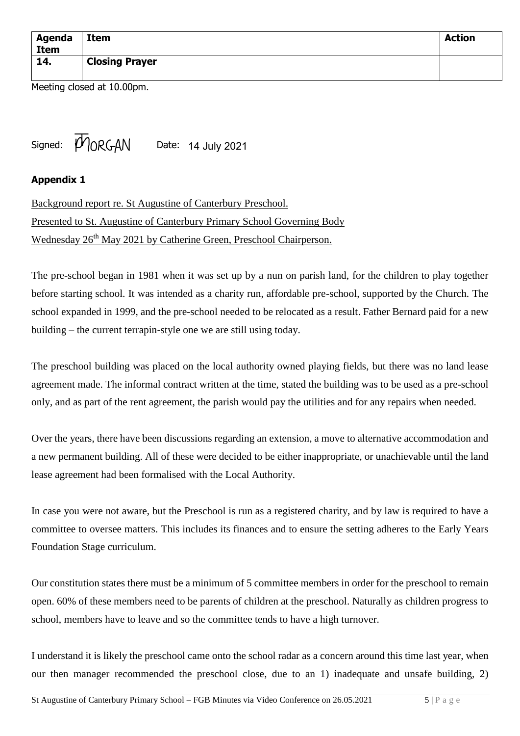| Agenda Item | Item | Action |
|---|---|---|
| **14.** | **Closing Prayer** | |

Meeting closed at 10.00pm.

Signed: MORGAN Date: 14 July 2021

**Appendix 1**

Background report re. St Augustine of Canterbury Preschool.
Presented to St. Augustine of Canterbury Primary School Governing Body
Wednesday 26th May 2021 by Catherine Green, Preschool Chairperson.

The pre-school began in 1981 when it was set up by a nun on parish land, for the children to play together before starting school. It was intended as a charity run, affordable pre-school, supported by the Church. The school expanded in 1999, and the pre-school needed to be relocated as a result. Father Bernard paid for a new building – the current terrapin-style one we are still using today.

The preschool building was placed on the local authority owned playing fields, but there was no land lease agreement made. The informal contract written at the time, stated the building was to be used as a pre-school only, and as part of the rent agreement, the parish would pay the utilities and for any repairs when needed.

Over the years, there have been discussions regarding an extension, a move to alternative accommodation and a new permanent building. All of these were decided to be either inappropriate, or unachievable until the land lease agreement had been formalised with the Local Authority.

In case you were not aware, but the Preschool is run as a registered charity, and by law is required to have a committee to oversee matters. This includes its finances and to ensure the setting adheres to the Early Years Foundation Stage curriculum.

Our constitution states there must be a minimum of 5 committee members in order for the preschool to remain open. 60% of these members need to be parents of children at the preschool. Naturally as children progress to school, members have to leave and so the committee tends to have a high turnover.

I understand it is likely the preschool came onto the school radar as a concern around this time last year, when our then manager recommended the preschool close, due to an 1) inadequate and unsafe building, 2)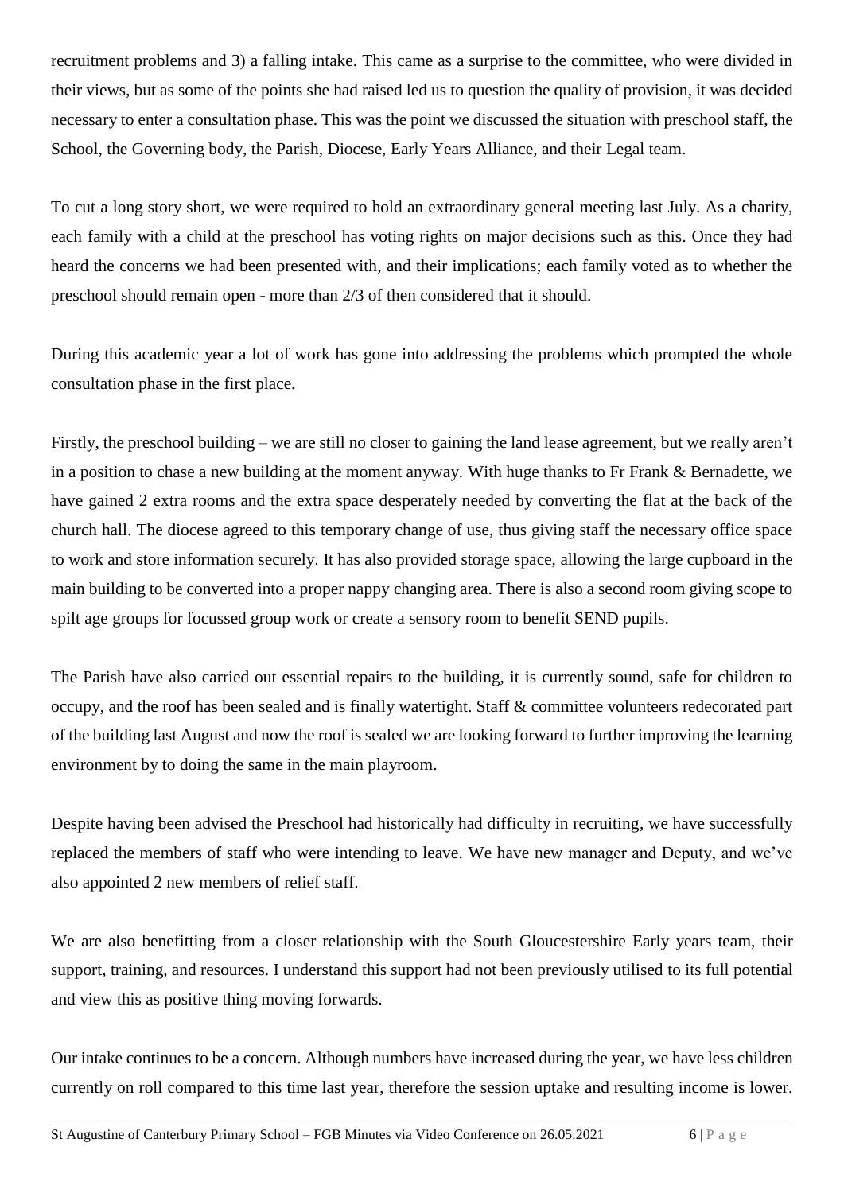recruitment problems and 3) a falling intake. This came as a surprise to the committee, who were divided in their views, but as some of the points she had raised led us to question the quality of provision, it was decided necessary to enter a consultation phase. This was the point we discussed the situation with preschool staff, the School, the Governing body, the Parish, Diocese, Early Years Alliance, and their Legal team.

To cut a long story short, we were required to hold an extraordinary general meeting last July. As a charity, each family with a child at the preschool has voting rights on major decisions such as this. Once they had heard the concerns we had been presented with, and their implications; each family voted as to whether the preschool should remain open - more than 2/3 of then considered that it should.

During this academic year a lot of work has gone into addressing the problems which prompted the whole consultation phase in the first place.

Firstly, the preschool building – we are still no closer to gaining the land lease agreement, but we really aren't in a position to chase a new building at the moment anyway. With huge thanks to Fr Frank & Bernadette, we have gained 2 extra rooms and the extra space desperately needed by converting the flat at the back of the church hall. The diocese agreed to this temporary change of use, thus giving staff the necessary office space to work and store information securely. It has also provided storage space, allowing the large cupboard in the main building to be converted into a proper nappy changing area. There is also a second room giving scope to spilt age groups for focussed group work or create a sensory room to benefit SEND pupils.

The Parish have also carried out essential repairs to the building, it is currently sound, safe for children to occupy, and the roof has been sealed and is finally watertight. Staff & committee volunteers redecorated part of the building last August and now the roof is sealed we are looking forward to further improving the learning environment by to doing the same in the main playroom.

Despite having been advised the Preschool had historically had difficulty in recruiting, we have successfully replaced the members of staff who were intending to leave. We have new manager and Deputy, and we've also appointed 2 new members of relief staff.

We are also benefitting from a closer relationship with the South Gloucestershire Early years team, their support, training, and resources. I understand this support had not been previously utilised to its full potential and view this as positive thing moving forwards.

Our intake continues to be a concern. Although numbers have increased during the year, we have less children currently on roll compared to this time last year, therefore the session uptake and resulting income is lower.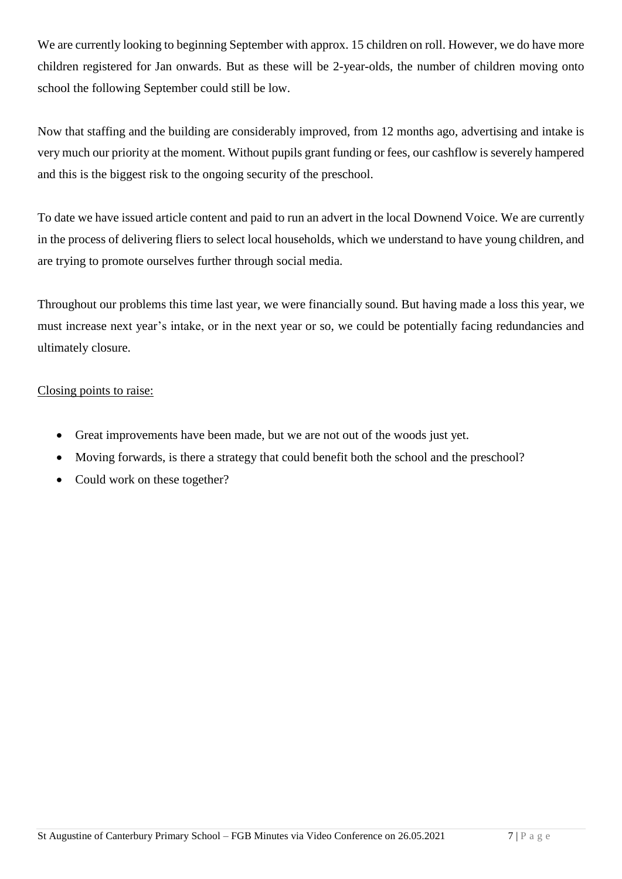We are currently looking to beginning September with approx. 15 children on roll. However, we do have more children registered for Jan onwards. But as these will be 2-year-olds, the number of children moving onto school the following September could still be low.

Now that staffing and the building are considerably improved, from 12 months ago, advertising and intake is very much our priority at the moment. Without pupils grant funding or fees, our cashflow is severely hampered and this is the biggest risk to the ongoing security of the preschool.

To date we have issued article content and paid to run an advert in the local Downend Voice. We are currently in the process of delivering fliers to select local households, which we understand to have young children, and are trying to promote ourselves further through social media.

Throughout our problems this time last year, we were financially sound. But having made a loss this year, we must increase next year's intake, or in the next year or so, we could be potentially facing redundancies and ultimately closure.

Closing points to raise:

- Great improvements have been made, but we are not out of the woods just yet.
- Moving forwards, is there a strategy that could benefit both the school and the preschool?
- Could work on these together?